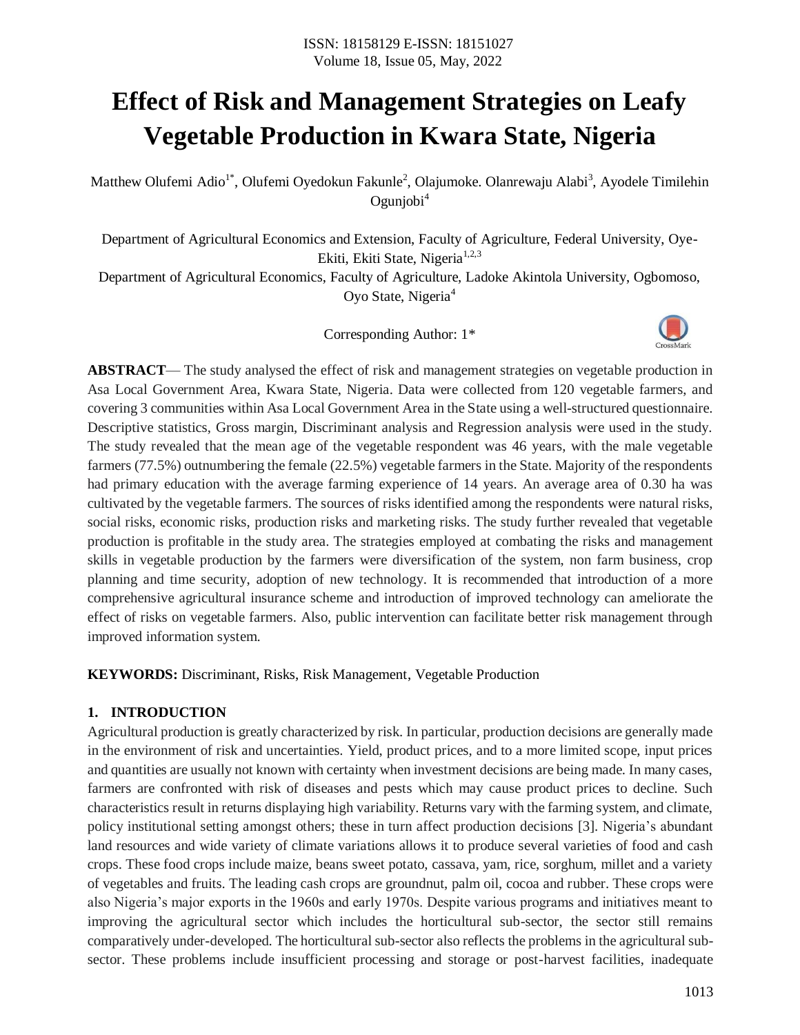# Effect of Risk and Management Strategies on Leafy Vegetable Production in Kwara State, Nigeria

Matthew Olufemi Adio[1*], Olufemi Oyedokun Fakunle[2], Olajumoke. Olanrewaju Alabi[3], Ayodele Timilehin Ogunjobi[4]

Department of Agricultural Economics and Extension, Faculty of Agriculture, Federal University, Oye-Ekiti, Ekiti State, Nigeria[1,2,3]

Department of Agricultural Economics, Faculty of Agriculture, Ladoke Akintola University, Ogbomoso, Oyo State, Nigeria[4]

Corresponding Author: 1*

**ABSTRACT**— The study analysed the effect of risk and management strategies on vegetable production in Asa Local Government Area, Kwara State, Nigeria. Data were collected from 120 vegetable farmers, and covering 3 communities within Asa Local Government Area in the State using a well-structured questionnaire. Descriptive statistics, Gross margin, Discriminant analysis and Regression analysis were used in the study. The study revealed that the mean age of the vegetable respondent was 46 years, with the male vegetable farmers (77.5%) outnumbering the female (22.5%) vegetable farmers in the State. Majority of the respondents had primary education with the average farming experience of 14 years. An average area of 0.30 ha was cultivated by the vegetable farmers. The sources of risks identified among the respondents were natural risks, social risks, economic risks, production risks and marketing risks. The study further revealed that vegetable production is profitable in the study area. The strategies employed at combating the risks and management skills in vegetable production by the farmers were diversification of the system, non farm business, crop planning and time security, adoption of new technology. It is recommended that introduction of a more comprehensive agricultural insurance scheme and introduction of improved technology can ameliorate the effect of risks on vegetable farmers. Also, public intervention can facilitate better risk management through improved information system.

**KEYWORDS:** Discriminant, Risks, Risk Management, Vegetable Production

## 1. INTRODUCTION

Agricultural production is greatly characterized by risk. In particular, production decisions are generally made in the environment of risk and uncertainties. Yield, product prices, and to a more limited scope, input prices and quantities are usually not known with certainty when investment decisions are being made. In many cases, farmers are confronted with risk of diseases and pests which may cause product prices to decline. Such characteristics result in returns displaying high variability. Returns vary with the farming system, and climate, policy institutional setting amongst others; these in turn affect production decisions [3]. Nigeria's abundant land resources and wide variety of climate variations allows it to produce several varieties of food and cash crops. These food crops include maize, beans sweet potato, cassava, yam, rice, sorghum, millet and a variety of vegetables and fruits. The leading cash crops are groundnut, palm oil, cocoa and rubber. These crops were also Nigeria's major exports in the 1960s and early 1970s. Despite various programs and initiatives meant to improving the agricultural sector which includes the horticultural sub-sector, the sector still remains comparatively under-developed. The horticultural sub-sector also reflects the problems in the agricultural sub-sector. These problems include insufficient processing and storage or post-harvest facilities, inadequate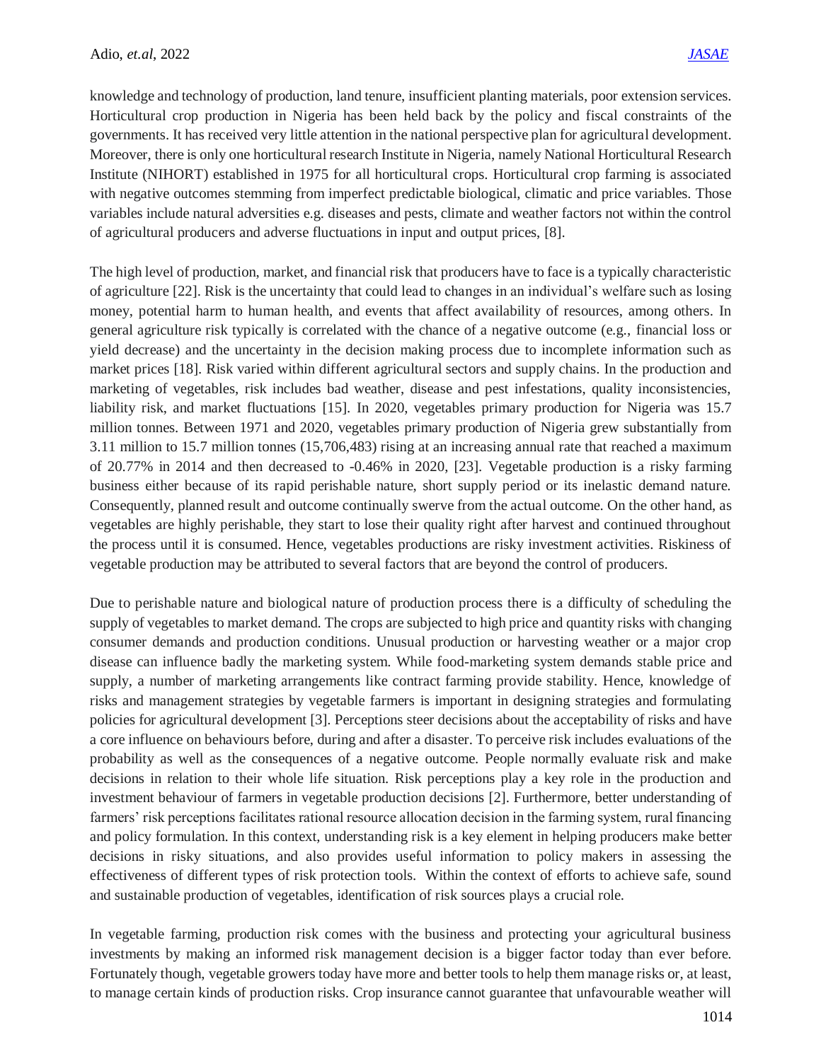knowledge and technology of production, land tenure, insufficient planting materials, poor extension services. Horticultural crop production in Nigeria has been held back by the policy and fiscal constraints of the governments. It has received very little attention in the national perspective plan for agricultural development. Moreover, there is only one horticultural research Institute in Nigeria, namely National Horticultural Research Institute (NIHORT) established in 1975 for all horticultural crops. Horticultural crop farming is associated with negative outcomes stemming from imperfect predictable biological, climatic and price variables. Those variables include natural adversities e.g. diseases and pests, climate and weather factors not within the control of agricultural producers and adverse fluctuations in input and output prices, [8].

The high level of production, market, and financial risk that producers have to face is a typically characteristic of agriculture [22]. Risk is the uncertainty that could lead to changes in an individual's welfare such as losing money, potential harm to human health, and events that affect availability of resources, among others. In general agriculture risk typically is correlated with the chance of a negative outcome (e.g., financial loss or yield decrease) and the uncertainty in the decision making process due to incomplete information such as market prices [18]. Risk varied within different agricultural sectors and supply chains. In the production and marketing of vegetables, risk includes bad weather, disease and pest infestations, quality inconsistencies, liability risk, and market fluctuations [15]. In 2020, vegetables primary production for Nigeria was 15.7 million tonnes. Between 1971 and 2020, vegetables primary production of Nigeria grew substantially from 3.11 million to 15.7 million tonnes (15,706,483) rising at an increasing annual rate that reached a maximum of 20.77% in 2014 and then decreased to -0.46% in 2020, [23]. Vegetable production is a risky farming business either because of its rapid perishable nature, short supply period or its inelastic demand nature. Consequently, planned result and outcome continually swerve from the actual outcome. On the other hand, as vegetables are highly perishable, they start to lose their quality right after harvest and continued throughout the process until it is consumed. Hence, vegetables productions are risky investment activities. Riskiness of vegetable production may be attributed to several factors that are beyond the control of producers.

Due to perishable nature and biological nature of production process there is a difficulty of scheduling the supply of vegetables to market demand. The crops are subjected to high price and quantity risks with changing consumer demands and production conditions. Unusual production or harvesting weather or a major crop disease can influence badly the marketing system. While food-marketing system demands stable price and supply, a number of marketing arrangements like contract farming provide stability. Hence, knowledge of risks and management strategies by vegetable farmers is important in designing strategies and formulating policies for agricultural development [3]. Perceptions steer decisions about the acceptability of risks and have a core influence on behaviours before, during and after a disaster. To perceive risk includes evaluations of the probability as well as the consequences of a negative outcome. People normally evaluate risk and make decisions in relation to their whole life situation. Risk perceptions play a key role in the production and investment behaviour of farmers in vegetable production decisions [2]. Furthermore, better understanding of farmers' risk perceptions facilitates rational resource allocation decision in the farming system, rural financing and policy formulation. In this context, understanding risk is a key element in helping producers make better decisions in risky situations, and also provides useful information to policy makers in assessing the effectiveness of different types of risk protection tools. Within the context of efforts to achieve safe, sound and sustainable production of vegetables, identification of risk sources plays a crucial role.

In vegetable farming, production risk comes with the business and protecting your agricultural business investments by making an informed risk management decision is a bigger factor today than ever before. Fortunately though, vegetable growers today have more and better tools to help them manage risks or, at least, to manage certain kinds of production risks. Crop insurance cannot guarantee that unfavourable weather will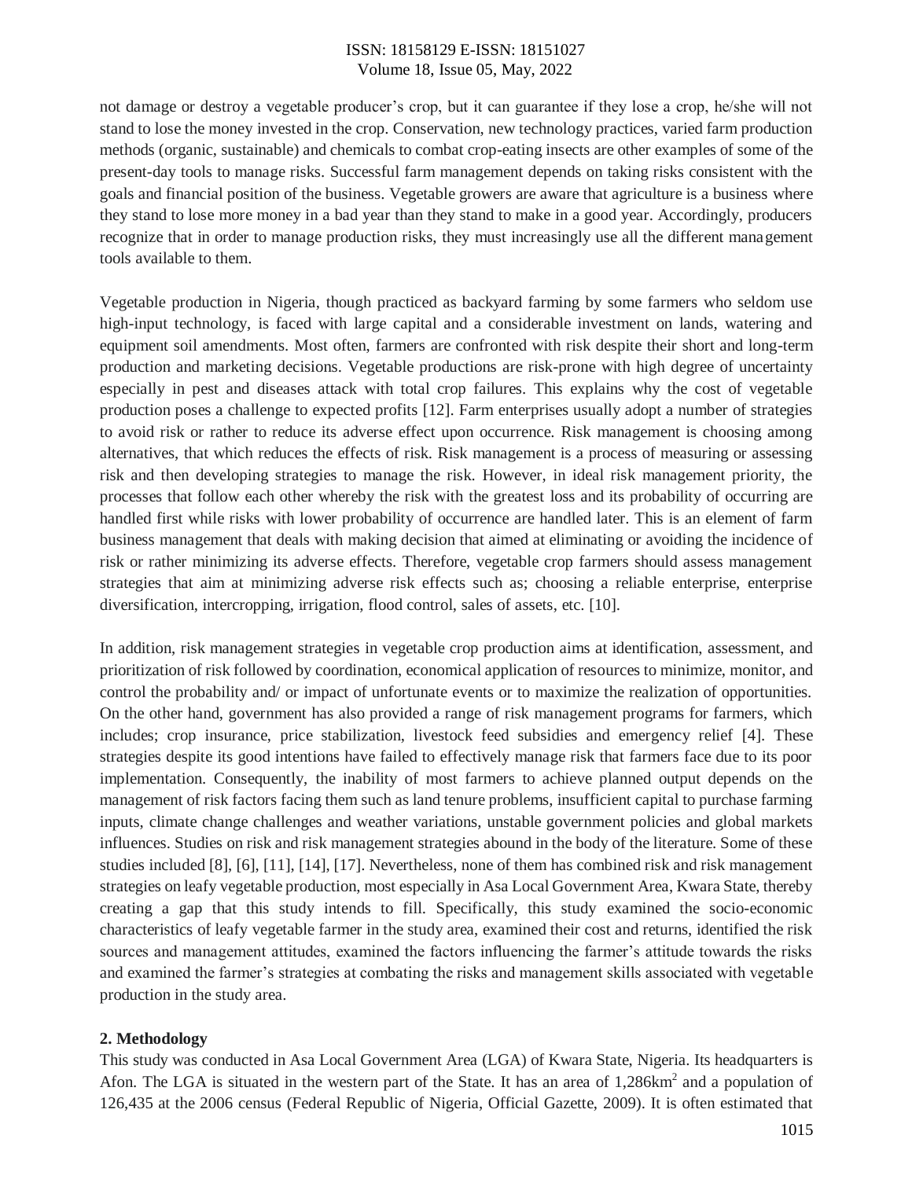not damage or destroy a vegetable producer's crop, but it can guarantee if they lose a crop, he/she will not stand to lose the money invested in the crop. Conservation, new technology practices, varied farm production methods (organic, sustainable) and chemicals to combat crop-eating insects are other examples of some of the present-day tools to manage risks. Successful farm management depends on taking risks consistent with the goals and financial position of the business. Vegetable growers are aware that agriculture is a business where they stand to lose more money in a bad year than they stand to make in a good year. Accordingly, producers recognize that in order to manage production risks, they must increasingly use all the different management tools available to them.

Vegetable production in Nigeria, though practiced as backyard farming by some farmers who seldom use high-input technology, is faced with large capital and a considerable investment on lands, watering and equipment soil amendments. Most often, farmers are confronted with risk despite their short and long-term production and marketing decisions. Vegetable productions are risk-prone with high degree of uncertainty especially in pest and diseases attack with total crop failures. This explains why the cost of vegetable production poses a challenge to expected profits [12]. Farm enterprises usually adopt a number of strategies to avoid risk or rather to reduce its adverse effect upon occurrence. Risk management is choosing among alternatives, that which reduces the effects of risk. Risk management is a process of measuring or assessing risk and then developing strategies to manage the risk. However, in ideal risk management priority, the processes that follow each other whereby the risk with the greatest loss and its probability of occurring are handled first while risks with lower probability of occurrence are handled later. This is an element of farm business management that deals with making decision that aimed at eliminating or avoiding the incidence of risk or rather minimizing its adverse effects. Therefore, vegetable crop farmers should assess management strategies that aim at minimizing adverse risk effects such as; choosing a reliable enterprise, enterprise diversification, intercropping, irrigation, flood control, sales of assets, etc. [10].

In addition, risk management strategies in vegetable crop production aims at identification, assessment, and prioritization of risk followed by coordination, economical application of resources to minimize, monitor, and control the probability and/ or impact of unfortunate events or to maximize the realization of opportunities. On the other hand, government has also provided a range of risk management programs for farmers, which includes; crop insurance, price stabilization, livestock feed subsidies and emergency relief [4]. These strategies despite its good intentions have failed to effectively manage risk that farmers face due to its poor implementation. Consequently, the inability of most farmers to achieve planned output depends on the management of risk factors facing them such as land tenure problems, insufficient capital to purchase farming inputs, climate change challenges and weather variations, unstable government policies and global markets influences. Studies on risk and risk management strategies abound in the body of the literature. Some of these studies included [8], [6], [11], [14], [17]. Nevertheless, none of them has combined risk and risk management strategies on leafy vegetable production, most especially in Asa Local Government Area, Kwara State, thereby creating a gap that this study intends to fill. Specifically, this study examined the socio-economic characteristics of leafy vegetable farmer in the study area, examined their cost and returns, identified the risk sources and management attitudes, examined the factors influencing the farmer's attitude towards the risks and examined the farmer's strategies at combating the risks and management skills associated with vegetable production in the study area.

## 2. Methodology

This study was conducted in Asa Local Government Area (LGA) of Kwara State, Nigeria. Its headquarters is Afon. The LGA is situated in the western part of the State. It has an area of 1,286km$^2$ and a population of 126,435 at the 2006 census (Federal Republic of Nigeria, Official Gazette, 2009). It is often estimated that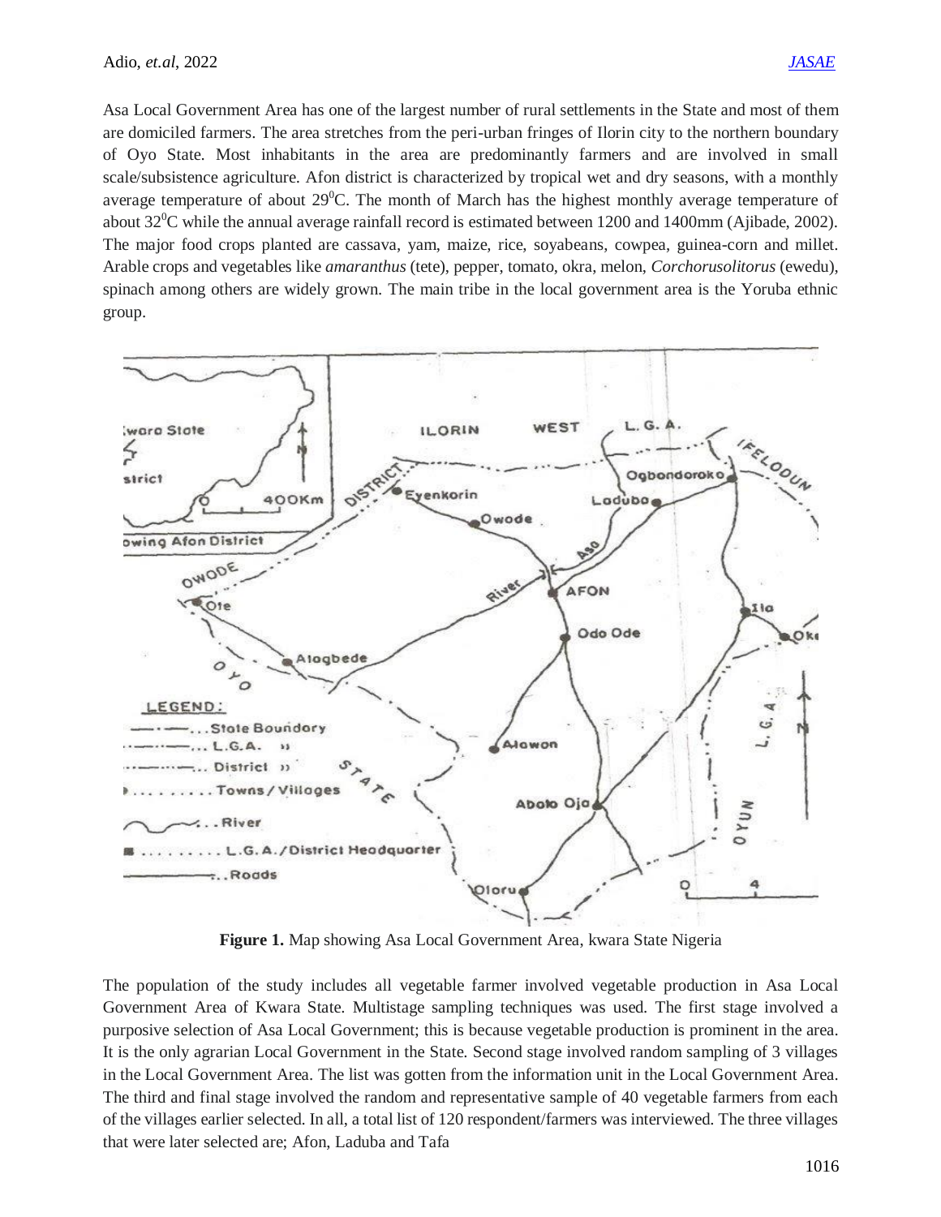Asa Local Government Area has one of the largest number of rural settlements in the State and most of them are domiciled farmers. The area stretches from the peri-urban fringes of Ilorin city to the northern boundary of Oyo State. Most inhabitants in the area are predominantly farmers and are involved in small scale/subsistence agriculture. Afon district is characterized by tropical wet and dry seasons, with a monthly average temperature of about 29$^0$C. The month of March has the highest monthly average temperature of about 32$^0$C while the annual average rainfall record is estimated between 1200 and 1400mm (Ajibade, 2002). The major food crops planted are cassava, yam, maize, rice, soyabeans, cowpea, guinea-corn and millet. Arable crops and vegetables like *amaranthus* (tete), pepper, tomato, okra, melon, *Corchorusolitorus* (ewedu), spinach among others are widely grown. The main tribe in the local government area is the Yoruba ethnic group.

**Figure 1.** Map showing Asa Local Government Area, kwara State Nigeria

The population of the study includes all vegetable farmer involved vegetable production in Asa Local Government Area of Kwara State. Multistage sampling techniques was used. The first stage involved a purposive selection of Asa Local Government; this is because vegetable production is prominent in the area. It is the only agrarian Local Government in the State. Second stage involved random sampling of 3 villages in the Local Government Area. The list was gotten from the information unit in the Local Government Area. The third and final stage involved the random and representative sample of 40 vegetable farmers from each of the villages earlier selected. In all, a total list of 120 respondent/farmers was interviewed. The three villages that were later selected are; Afon, Laduba and Tafa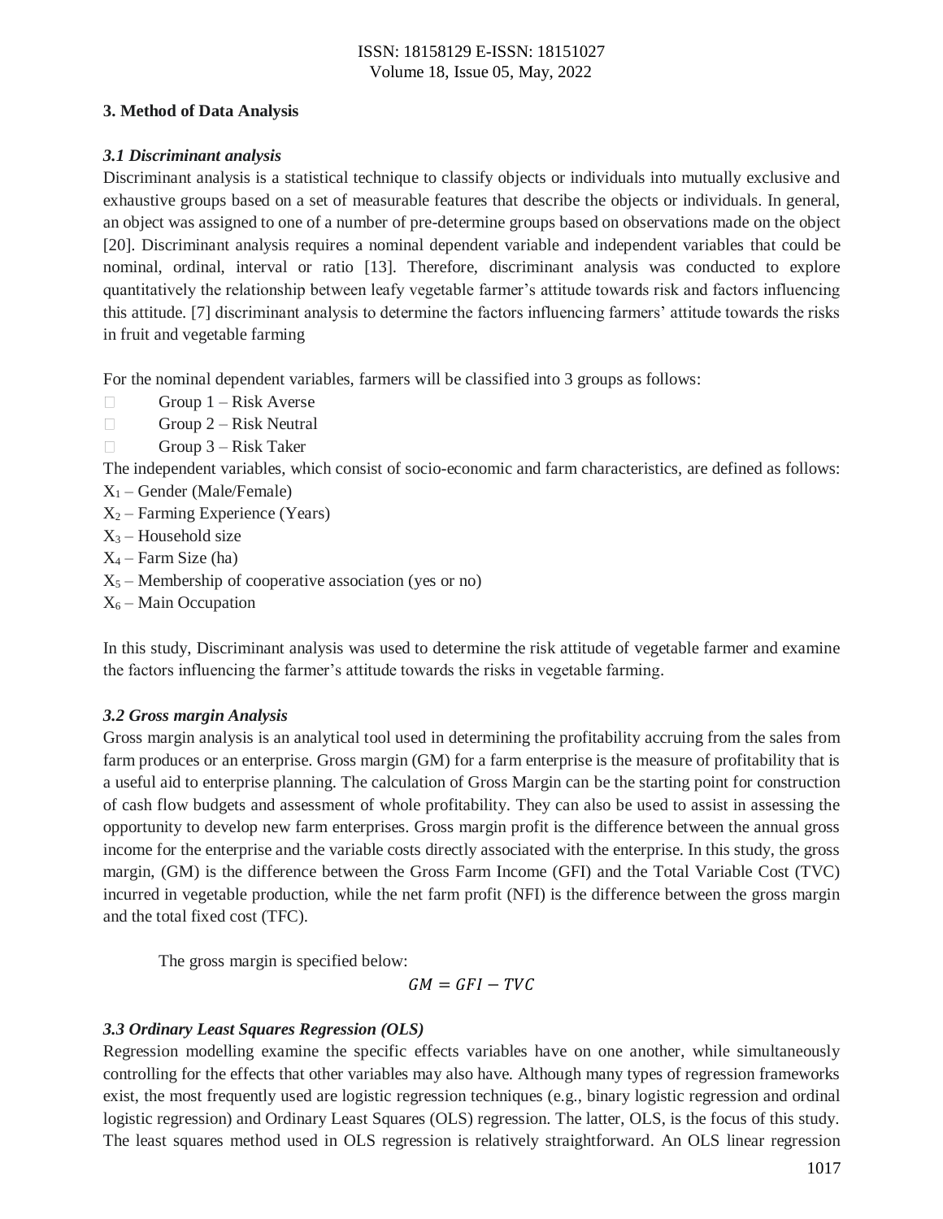## 3. Method of Data Analysis

### *3.1 Discriminant analysis*

Discriminant analysis is a statistical technique to classify objects or individuals into mutually exclusive and exhaustive groups based on a set of measurable features that describe the objects or individuals. In general, an object was assigned to one of a number of pre-determine groups based on observations made on the object [20]. Discriminant analysis requires a nominal dependent variable and independent variables that could be nominal, ordinal, interval or ratio [13]. Therefore, discriminant analysis was conducted to explore quantitatively the relationship between leafy vegetable farmer's attitude towards risk and factors influencing this attitude. [7] discriminant analysis to determine the factors influencing farmers' attitude towards the risks in fruit and vegetable farming

For the nominal dependent variables, farmers will be classified into 3 groups as follows:

- Group 1 – Risk Averse
- Group 2 – Risk Neutral
- Group 3 – Risk Taker

The independent variables, which consist of socio-economic and farm characteristics, are defined as follows:

$X_1$ – Gender (Male/Female)
$X_2$ – Farming Experience (Years)
$X_3$ – Household size
$X_4$ – Farm Size (ha)
$X_5$ – Membership of cooperative association (yes or no)
$X_6$ – Main Occupation

In this study, Discriminant analysis was used to determine the risk attitude of vegetable farmer and examine the factors influencing the farmer's attitude towards the risks in vegetable farming.

### *3.2 Gross margin Analysis*

Gross margin analysis is an analytical tool used in determining the profitability accruing from the sales from farm produces or an enterprise. Gross margin (GM) for a farm enterprise is the measure of profitability that is a useful aid to enterprise planning. The calculation of Gross Margin can be the starting point for construction of cash flow budgets and assessment of whole profitability. They can also be used to assist in assessing the opportunity to develop new farm enterprises. Gross margin profit is the difference between the annual gross income for the enterprise and the variable costs directly associated with the enterprise. In this study, the gross margin, (GM) is the difference between the Gross Farm Income (GFI) and the Total Variable Cost (TVC) incurred in vegetable production, while the net farm profit (NFI) is the difference between the gross margin and the total fixed cost (TFC).

The gross margin is specified below:

$$GM = GFI - TVC$$

### *3.3 Ordinary Least Squares Regression (OLS)*

Regression modelling examine the specific effects variables have on one another, while simultaneously controlling for the effects that other variables may also have. Although many types of regression frameworks exist, the most frequently used are logistic regression techniques (e.g., binary logistic regression and ordinal logistic regression) and Ordinary Least Squares (OLS) regression. The latter, OLS, is the focus of this study. The least squares method used in OLS regression is relatively straightforward. An OLS linear regression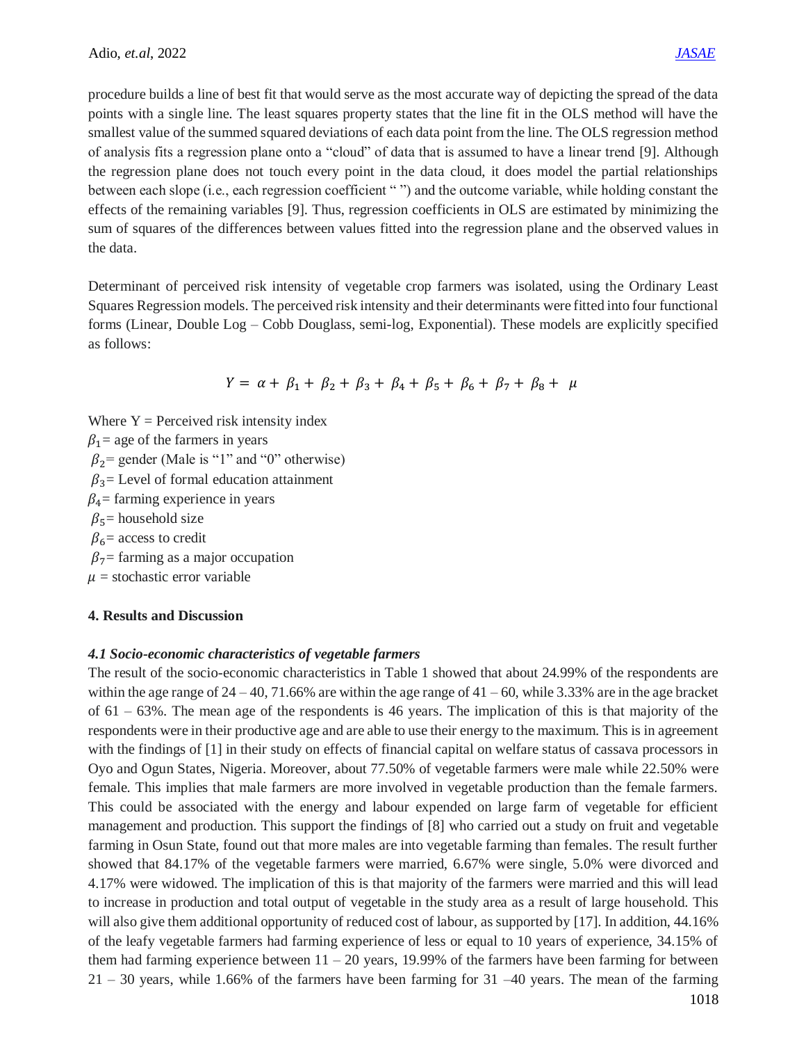procedure builds a line of best fit that would serve as the most accurate way of depicting the spread of the data points with a single line. The least squares property states that the line fit in the OLS method will have the smallest value of the summed squared deviations of each data point from the line. The OLS regression method of analysis fits a regression plane onto a "cloud" of data that is assumed to have a linear trend [9]. Although the regression plane does not touch every point in the data cloud, it does model the partial relationships between each slope (i.e., each regression coefficient " ") and the outcome variable, while holding constant the effects of the remaining variables [9]. Thus, regression coefficients in OLS are estimated by minimizing the sum of squares of the differences between values fitted into the regression plane and the observed values in the data.

Determinant of perceived risk intensity of vegetable crop farmers was isolated, using the Ordinary Least Squares Regression models. The perceived risk intensity and their determinants were fitted into four functional forms (Linear, Double Log – Cobb Douglass, semi-log, Exponential). These models are explicitly specified as follows:

$$Y = \alpha + \beta_1 + \beta_2 + \beta_3 + \beta_4 + \beta_5 + \beta_6 + \beta_7 + \beta_8 + \mu$$

Where Y = Perceived risk intensity index
$\beta_1$ = age of the farmers in years
$\beta_2$ = gender (Male is "1" and "0" otherwise)
$\beta_3$ = Level of formal education attainment
$\beta_4$ = farming experience in years
$\beta_5$ = household size
$\beta_6$ = access to credit
$\beta_7$ = farming as a major occupation
$\mu$ = stochastic error variable

## 4. Results and Discussion

### *4.1 Socio-economic characteristics of vegetable farmers*

The result of the socio-economic characteristics in Table 1 showed that about 24.99% of the respondents are within the age range of 24 – 40, 71.66% are within the age range of 41 – 60, while 3.33% are in the age bracket of 61 – 63%. The mean age of the respondents is 46 years. The implication of this is that majority of the respondents were in their productive age and are able to use their energy to the maximum. This is in agreement with the findings of [1] in their study on effects of financial capital on welfare status of cassava processors in Oyo and Ogun States, Nigeria. Moreover, about 77.50% of vegetable farmers were male while 22.50% were female. This implies that male farmers are more involved in vegetable production than the female farmers. This could be associated with the energy and labour expended on large farm of vegetable for efficient management and production. This support the findings of [8] who carried out a study on fruit and vegetable farming in Osun State, found out that more males are into vegetable farming than females. The result further showed that 84.17% of the vegetable farmers were married, 6.67% were single, 5.0% were divorced and 4.17% were widowed. The implication of this is that majority of the farmers were married and this will lead to increase in production and total output of vegetable in the study area as a result of large household. This will also give them additional opportunity of reduced cost of labour, as supported by [17]. In addition, 44.16% of the leafy vegetable farmers had farming experience of less or equal to 10 years of experience, 34.15% of them had farming experience between 11 – 20 years, 19.99% of the farmers have been farming for between 21 – 30 years, while 1.66% of the farmers have been farming for 31 –40 years. The mean of the farming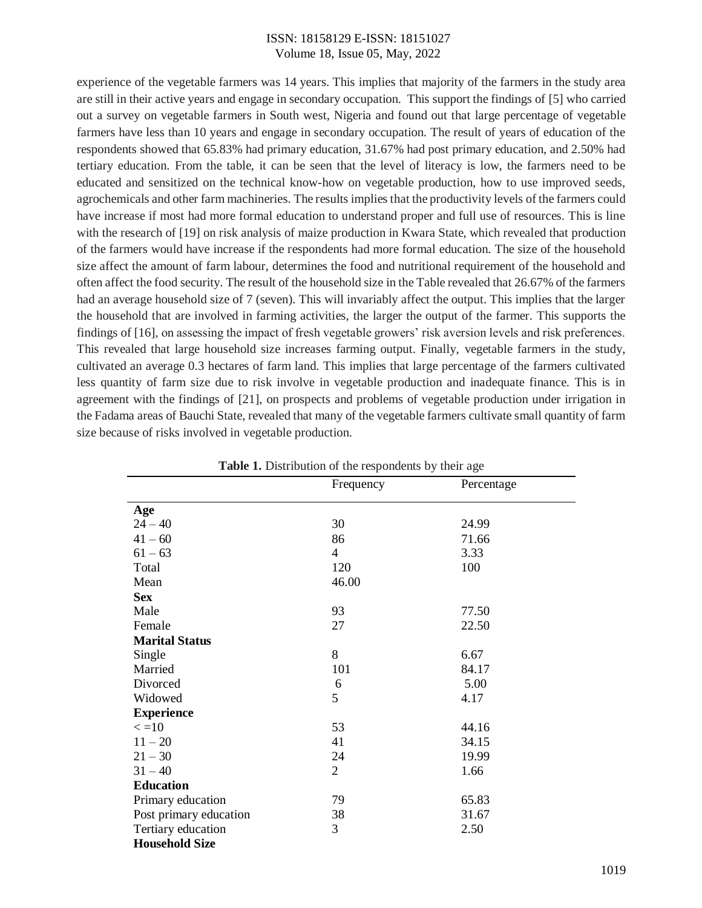experience of the vegetable farmers was 14 years. This implies that majority of the farmers in the study area are still in their active years and engage in secondary occupation. This support the findings of [5] who carried out a survey on vegetable farmers in South west, Nigeria and found out that large percentage of vegetable farmers have less than 10 years and engage in secondary occupation. The result of years of education of the respondents showed that 65.83% had primary education, 31.67% had post primary education, and 2.50% had tertiary education. From the table, it can be seen that the level of literacy is low, the farmers need to be educated and sensitized on the technical know-how on vegetable production, how to use improved seeds, agrochemicals and other farm machineries. The results implies that the productivity levels of the farmers could have increase if most had more formal education to understand proper and full use of resources. This is line with the research of [19] on risk analysis of maize production in Kwara State, which revealed that production of the farmers would have increase if the respondents had more formal education. The size of the household size affect the amount of farm labour, determines the food and nutritional requirement of the household and often affect the food security. The result of the household size in the Table revealed that 26.67% of the farmers had an average household size of 7 (seven). This will invariably affect the output. This implies that the larger the household that are involved in farming activities, the larger the output of the farmer. This supports the findings of [16], on assessing the impact of fresh vegetable growers' risk aversion levels and risk preferences. This revealed that large household size increases farming output. Finally, vegetable farmers in the study, cultivated an average 0.3 hectares of farm land. This implies that large percentage of the farmers cultivated less quantity of farm size due to risk involve in vegetable production and inadequate finance. This is in agreement with the findings of [21], on prospects and problems of vegetable production under irrigation in the Fadama areas of Bauchi State, revealed that many of the vegetable farmers cultivate small quantity of farm size because of risks involved in vegetable production.

**Table 1.** Distribution of the respondents by their age

| | Frequency | Percentage |
|---|---|---|
| **Age** | | |
| 24 – 40 | 30 | 24.99 |
| 41 – 60 | 86 | 71.66 |
| 61 – 63 | 4 | 3.33 |
| Total | 120 | 100 |
| Mean | 46.00 | |
| **Sex** | | |
| Male | 93 | 77.50 |
| Female | 27 | 22.50 |
| **Marital Status** | | |
| Single | 8 | 6.67 |
| Married | 101 | 84.17 |
| Divorced | 6 | 5.00 |
| Widowed | 5 | 4.17 |
| **Experience** | | |
| < =10 | 53 | 44.16 |
| 11 – 20 | 41 | 34.15 |
| 21 – 30 | 24 | 19.99 |
| 31 – 40 | 2 | 1.66 |
| **Education** | | |
| Primary education | 79 | 65.83 |
| Post primary education | 38 | 31.67 |
| Tertiary education | 3 | 2.50 |
| **Household Size** | | |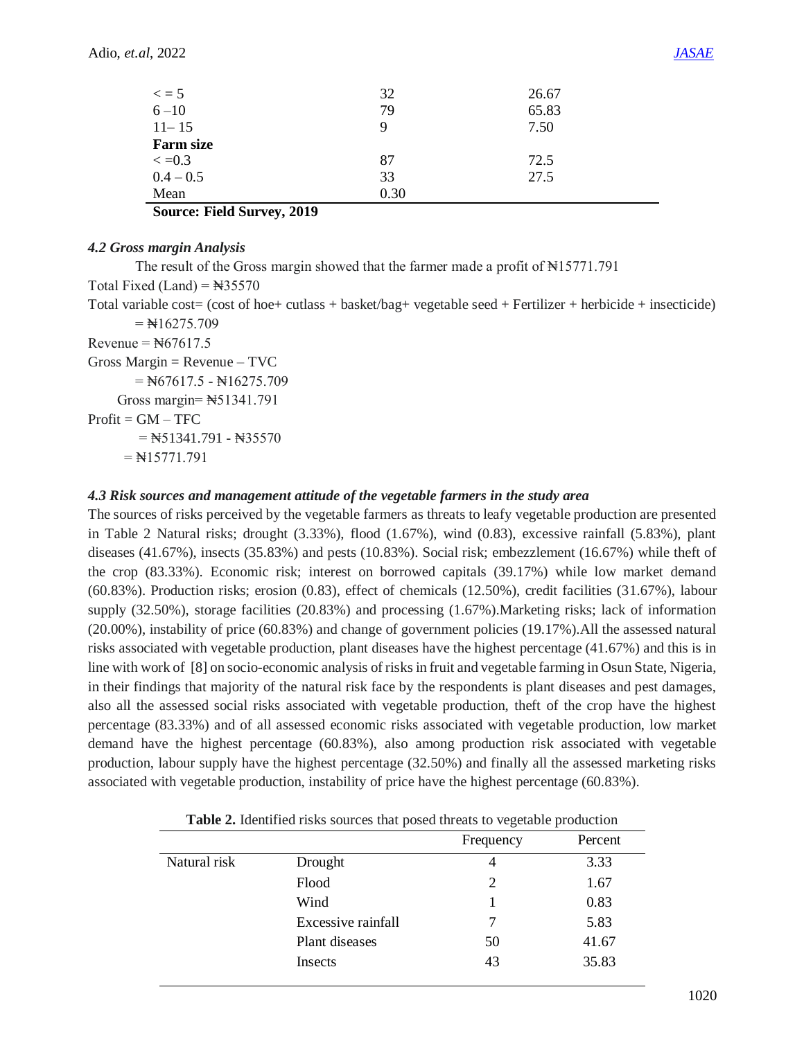| | | |
|---|---|---|
| < = 5 | 32 | 26.67 |
| 6 –10 | 79 | 65.83 |
| 11– 15 | 9 | 7.50 |
| **Farm size** | | |
| < =0.3 | 87 | 72.5 |
| 0.4 – 0.5 | 33 | 27.5 |
| Mean | 0.30 | |

**Source: Field Survey, 2019**

#### *4.2 Gross margin Analysis*

The result of the Gross margin showed that the farmer made a profit of ₦15771.791

Total Fixed (Land) = ₦35570

Total variable cost= (cost of hoe+ cutlass + basket/bag+ vegetable seed + Fertilizer + herbicide + insecticide) = ₦16275.709

Revenue = ₦67617.5

Gross Margin = Revenue – TVC

= ₦67617.5 - ₦16275.709

Gross margin= ₦51341.791

Profit = GM – TFC

= ₦51341.791 - ₦35570

= ₦15771.791

#### *4.3 Risk sources and management attitude of the vegetable farmers in the study area*

The sources of risks perceived by the vegetable farmers as threats to leafy vegetable production are presented in Table 2 Natural risks; drought (3.33%), flood (1.67%), wind (0.83), excessive rainfall (5.83%), plant diseases (41.67%), insects (35.83%) and pests (10.83%). Social risk; embezzlement (16.67%) while theft of the crop (83.33%). Economic risk; interest on borrowed capitals (39.17%) while low market demand (60.83%). Production risks; erosion (0.83), effect of chemicals (12.50%), credit facilities (31.67%), labour supply (32.50%), storage facilities (20.83%) and processing (1.67%).Marketing risks; lack of information (20.00%), instability of price (60.83%) and change of government policies (19.17%).All the assessed natural risks associated with vegetable production, plant diseases have the highest percentage (41.67%) and this is in line with work of [8] on socio-economic analysis of risks in fruit and vegetable farming in Osun State, Nigeria, in their findings that majority of the natural risk face by the respondents is plant diseases and pest damages, also all the assessed social risks associated with vegetable production, theft of the crop have the highest percentage (83.33%) and of all assessed economic risks associated with vegetable production, low market demand have the highest percentage (60.83%), also among production risk associated with vegetable production, labour supply have the highest percentage (32.50%) and finally all the assessed marketing risks associated with vegetable production, instability of price have the highest percentage (60.83%).

**Table 2.** Identified risks sources that posed threats to vegetable production

| | | Frequency | Percent |
|---|---|---|---|
| Natural risk | Drought | 4 | 3.33 |
| | Flood | 2 | 1.67 |
| | Wind | 1 | 0.83 |
| | Excessive rainfall | 7 | 5.83 |
| | Plant diseases | 50 | 41.67 |
| | Insects | 43 | 35.83 |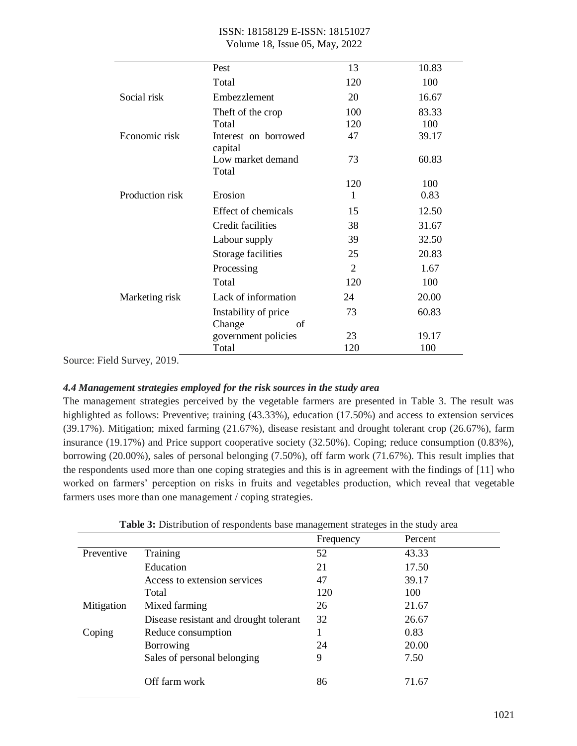| | | | |
|---|---|---|---|
| | Pest | 13 | 10.83 |
| | Total | 120 | 100 |
| Social risk | Embezzlement | 20 | 16.67 |
| | Theft of the crop | 100 | 83.33 |
| | Total | 120 | 100 |
| Economic risk | Interest on borrowed capital | 47 | 39.17 |
| | Low market demand | 73 | 60.83 |
| | Total | 120 | 100 |
| Production risk | Erosion | 1 | 0.83 |
| | Effect of chemicals | 15 | 12.50 |
| | Credit facilities | 38 | 31.67 |
| | Labour supply | 39 | 32.50 |
| | Storage facilities | 25 | 20.83 |
| | Processing | 2 | 1.67 |
| | Total | 120 | 100 |
| Marketing risk | Lack of information | 24 | 20.00 |
| | Instability of price | 73 | 60.83 |
| | Change of government policies | 23 | 19.17 |
| | Total | 120 | 100 |

Source: Field Survey, 2019.

### *4.4 Management strategies employed for the risk sources in the study area*

The management strategies perceived by the vegetable farmers are presented in Table 3. The result was highlighted as follows: Preventive; training (43.33%), education (17.50%) and access to extension services (39.17%). Mitigation; mixed farming (21.67%), disease resistant and drought tolerant crop (26.67%), farm insurance (19.17%) and Price support cooperative society (32.50%). Coping; reduce consumption (0.83%), borrowing (20.00%), sales of personal belonging (7.50%), off farm work (71.67%). This result implies that the respondents used more than one coping strategies and this is in agreement with the findings of [11] who worked on farmers' perception on risks in fruits and vegetables production, which reveal that vegetable farmers uses more than one management / coping strategies.

**Table 3:** Distribution of respondents base management strateges in the study area

| | | Frequency | Percent |
|---|---|---|---|
| Preventive | Training | 52 | 43.33 |
| | Education | 21 | 17.50 |
| | Access to extension services | 47 | 39.17 |
| | Total | 120 | 100 |
| Mitigation | Mixed farming | 26 | 21.67 |
| | Disease resistant and drought tolerant | 32 | 26.67 |
| Coping | Reduce consumption | 1 | 0.83 |
| | Borrowing | 24 | 20.00 |
| | Sales of personal belonging | 9 | 7.50 |
| | Off farm work | 86 | 71.67 |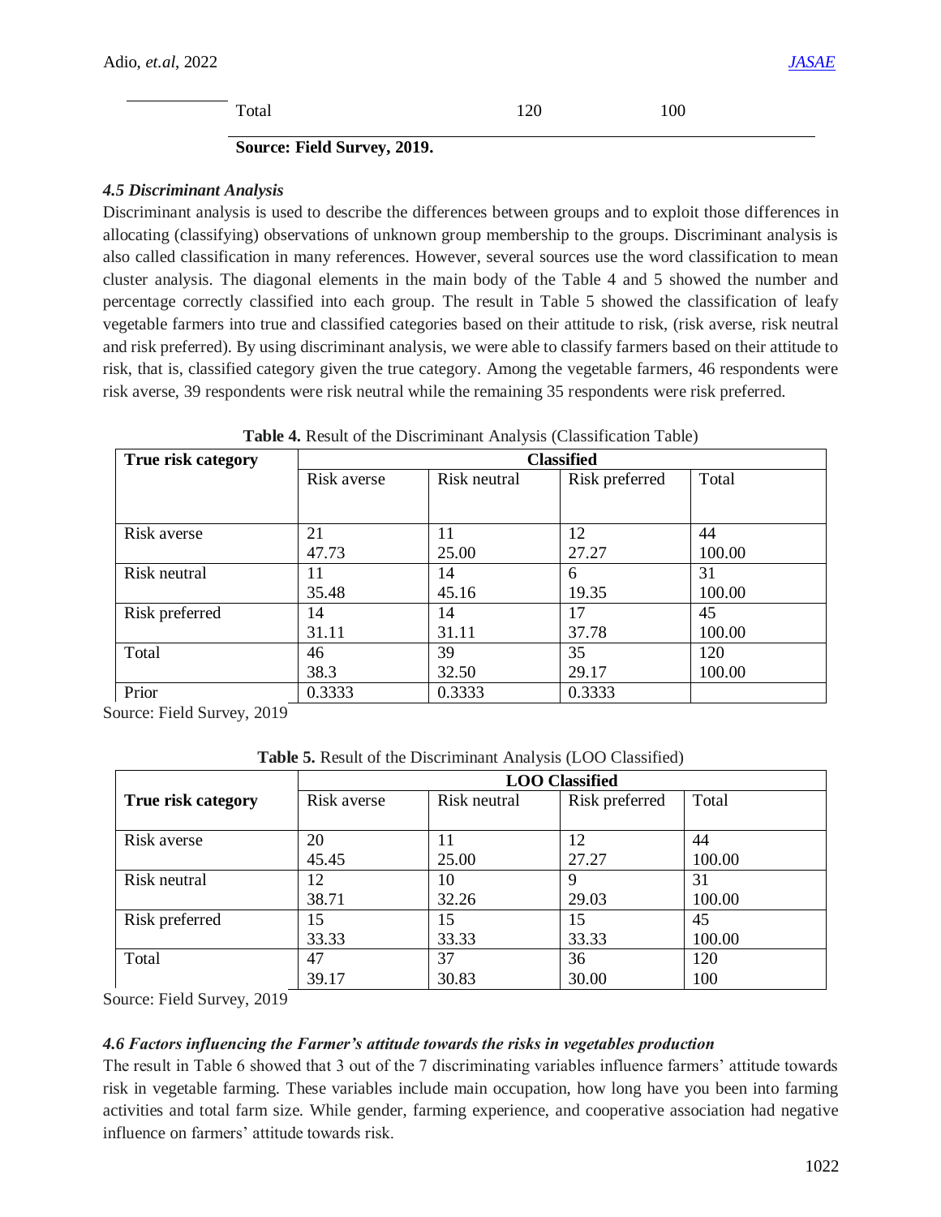| | Total | 120 | 100 |
|---|---|---|---|

**Source: Field Survey, 2019.**

### *4.5 Discriminant Analysis*

Discriminant analysis is used to describe the differences between groups and to exploit those differences in allocating (classifying) observations of unknown group membership to the groups. Discriminant analysis is also called classification in many references. However, several sources use the word classification to mean cluster analysis. The diagonal elements in the main body of the Table 4 and 5 showed the number and percentage correctly classified into each group. The result in Table 5 showed the classification of leafy vegetable farmers into true and classified categories based on their attitude to risk, (risk averse, risk neutral and risk preferred). By using discriminant analysis, we were able to classify farmers based on their attitude to risk, that is, classified category given the true category. Among the vegetable farmers, 46 respondents were risk averse, 39 respondents were risk neutral while the remaining 35 respondents were risk preferred.

**Table 4.** Result of the Discriminant Analysis (Classification Table)

| **True risk category** | **Classified** | | | |
|---|---|---|---|---|
| | Risk averse | Risk neutral | Risk preferred | Total |
| Risk averse | 21<br>47.73 | 11<br>25.00 | 12<br>27.27 | 44<br>100.00 |
| Risk neutral | 11<br>35.48 | 14<br>45.16 | 6<br>19.35 | 31<br>100.00 |
| Risk preferred | 14<br>31.11 | 14<br>31.11 | 17<br>37.78 | 45<br>100.00 |
| Total | 46<br>38.3 | 39<br>32.50 | 35<br>29.17 | 120<br>100.00 |
| Prior | 0.3333 | 0.3333 | 0.3333 | |

Source: Field Survey, 2019

**Table 5.** Result of the Discriminant Analysis (LOO Classified)

| **True risk category** | **LOO Classified** | | | |
|---|---|---|---|---|
| | Risk averse | Risk neutral | Risk preferred | Total |
| Risk averse | 20<br>45.45 | 11<br>25.00 | 12<br>27.27 | 44<br>100.00 |
| Risk neutral | 12<br>38.71 | 10<br>32.26 | 9<br>29.03 | 31<br>100.00 |
| Risk preferred | 15<br>33.33 | 15<br>33.33 | 15<br>33.33 | 45<br>100.00 |
| Total | 47<br>39.17 | 37<br>30.83 | 36<br>30.00 | 120<br>100 |

Source: Field Survey, 2019

### *4.6 Factors influencing the Farmer's attitude towards the risks in vegetables production*

The result in Table 6 showed that 3 out of the 7 discriminating variables influence farmers' attitude towards risk in vegetable farming. These variables include main occupation, how long have you been into farming activities and total farm size. While gender, farming experience, and cooperative association had negative influence on farmers' attitude towards risk.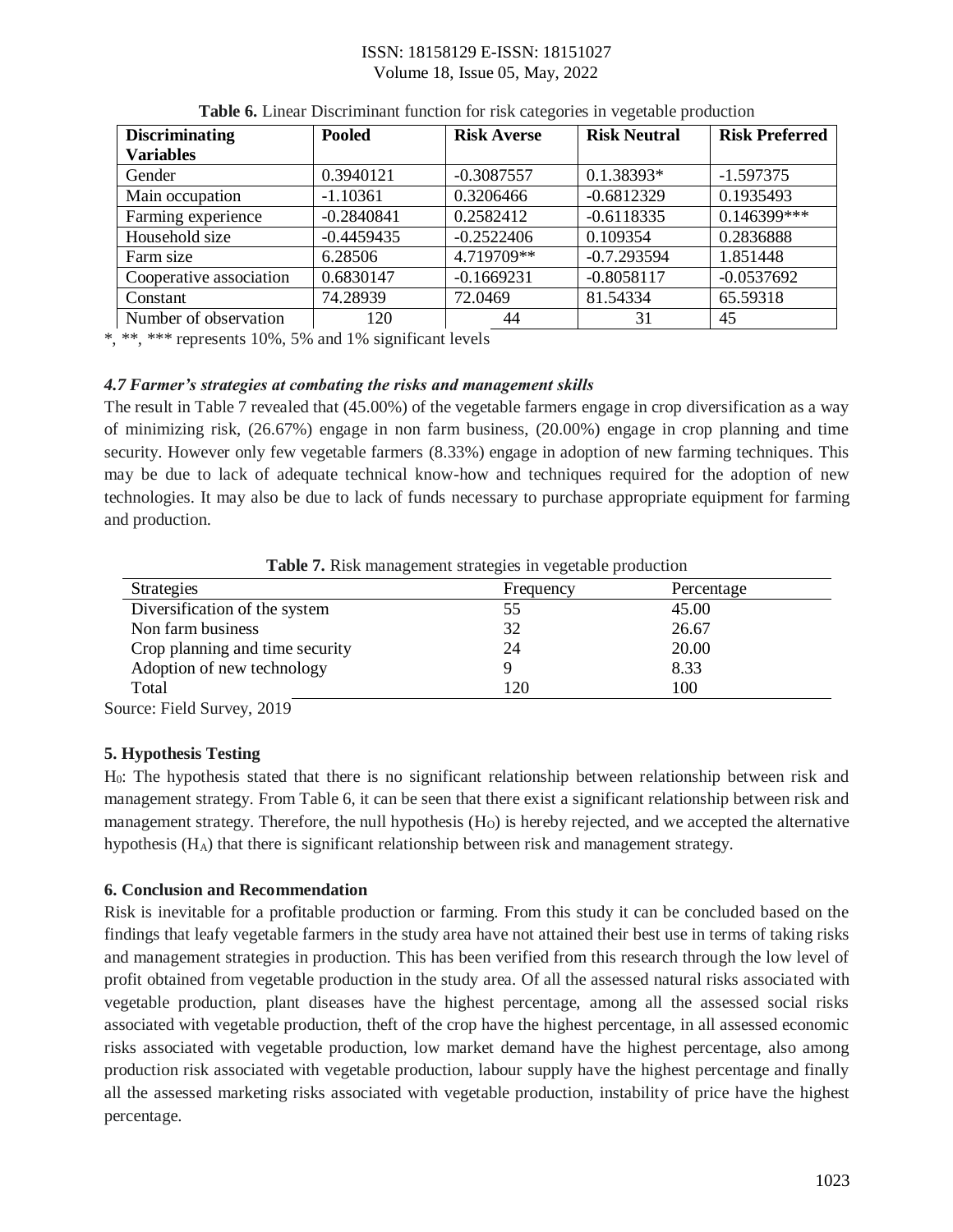**Table 6.** Linear Discriminant function for risk categories in vegetable production

| Discriminating Variables | Pooled | Risk Averse | Risk Neutral | Risk Preferred |
|---|---|---|---|---|
| Gender | 0.3940121 | -0.3087557 | 0.1.38393* | -1.597375 |
| Main occupation | -1.10361 | 0.3206466 | -0.6812329 | 0.1935493 |
| Farming experience | -0.2840841 | 0.2582412 | -0.6118335 | 0.146399*** |
| Household size | -0.4459435 | -0.2522406 | 0.109354 | 0.2836888 |
| Farm size | 6.28506 | 4.719709** | -0.7.293594 | 1.851448 |
| Cooperative association | 0.6830147 | -0.1669231 | -0.8058117 | -0.0537692 |
| Constant | 74.28939 | 72.0469 | 81.54334 | 65.59318 |
| Number of observation | 120 | 44 | 31 | 45 |

*, **, *** represents 10%, 5% and 1% significant levels

### *4.7 Farmer's strategies at combating the risks and management skills*

The result in Table 7 revealed that (45.00%) of the vegetable farmers engage in crop diversification as a way of minimizing risk, (26.67%) engage in non farm business, (20.00%) engage in crop planning and time security. However only few vegetable farmers (8.33%) engage in adoption of new farming techniques. This may be due to lack of adequate technical know-how and techniques required for the adoption of new technologies. It may also be due to lack of funds necessary to purchase appropriate equipment for farming and production.

**Table 7.** Risk management strategies in vegetable production

| Strategies | Frequency | Percentage |
|---|---|---|
| Diversification of the system | 55 | 45.00 |
| Non farm business | 32 | 26.67 |
| Crop planning and time security | 24 | 20.00 |
| Adoption of new technology | 9 | 8.33 |
| Total | 120 | 100 |

Source: Field Survey, 2019

## 5. Hypothesis Testing

$H_0$: The hypothesis stated that there is no significant relationship between relationship between risk and management strategy. From Table 6, it can be seen that there exist a significant relationship between risk and management strategy. Therefore, the null hypothesis ($H_O$) is hereby rejected, and we accepted the alternative hypothesis ($H_A$) that there is significant relationship between risk and management strategy.

## 6. Conclusion and Recommendation

Risk is inevitable for a profitable production or farming. From this study it can be concluded based on the findings that leafy vegetable farmers in the study area have not attained their best use in terms of taking risks and management strategies in production. This has been verified from this research through the low level of profit obtained from vegetable production in the study area. Of all the assessed natural risks associated with vegetable production, plant diseases have the highest percentage, among all the assessed social risks associated with vegetable production, theft of the crop have the highest percentage, in all assessed economic risks associated with vegetable production, low market demand have the highest percentage, also among production risk associated with vegetable production, labour supply have the highest percentage and finally all the assessed marketing risks associated with vegetable production, instability of price have the highest percentage.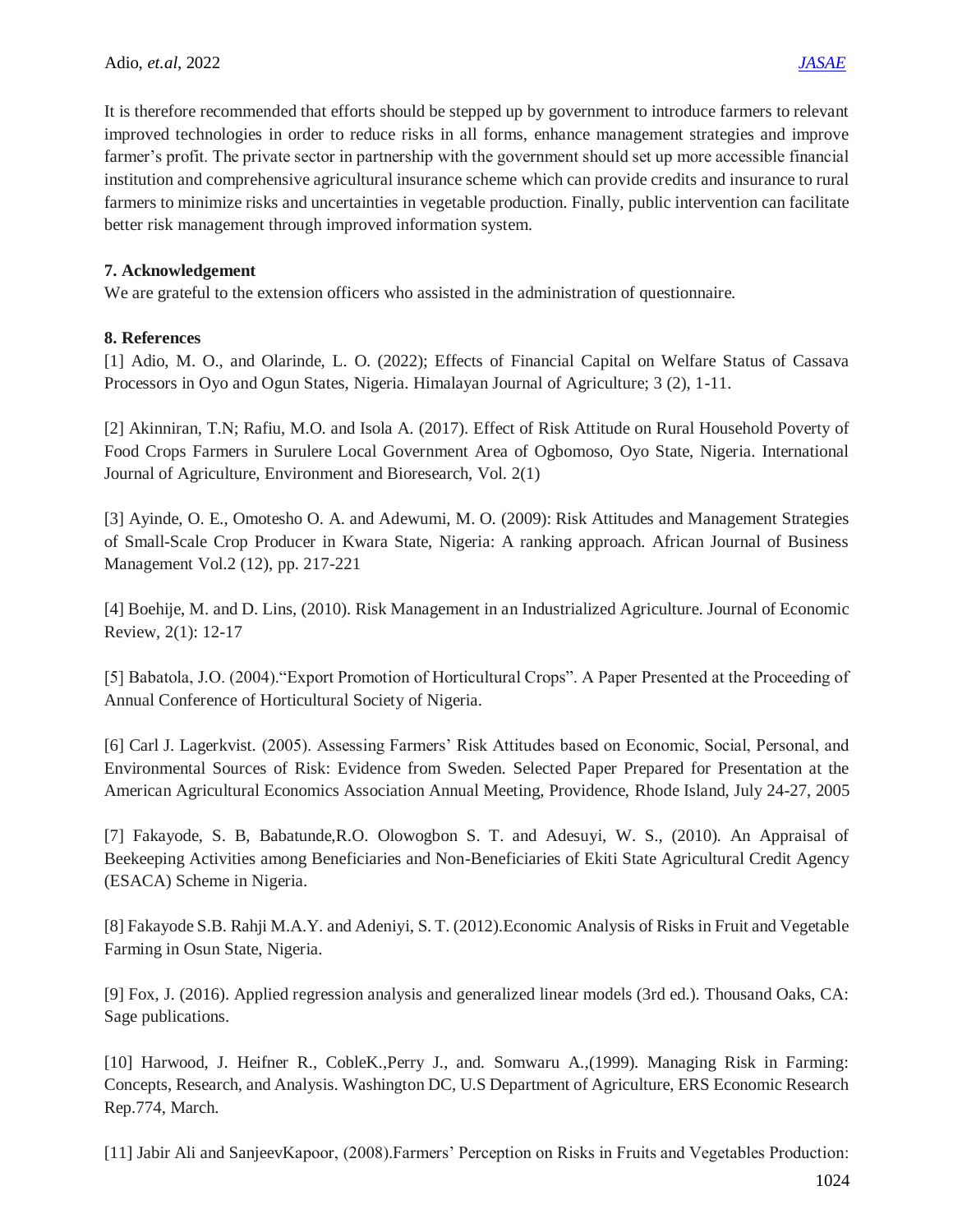It is therefore recommended that efforts should be stepped up by government to introduce farmers to relevant improved technologies in order to reduce risks in all forms, enhance management strategies and improve farmer's profit. The private sector in partnership with the government should set up more accessible financial institution and comprehensive agricultural insurance scheme which can provide credits and insurance to rural farmers to minimize risks and uncertainties in vegetable production. Finally, public intervention can facilitate better risk management through improved information system.

## 7. Acknowledgement

We are grateful to the extension officers who assisted in the administration of questionnaire.

## 8. References

[1] Adio, M. O., and Olarinde, L. O. (2022); Effects of Financial Capital on Welfare Status of Cassava Processors in Oyo and Ogun States, Nigeria. Himalayan Journal of Agriculture; 3 (2), 1-11.

[2] Akinniran, T.N; Rafiu, M.O. and Isola A. (2017). Effect of Risk Attitude on Rural Household Poverty of Food Crops Farmers in Surulere Local Government Area of Ogbomoso, Oyo State, Nigeria. International Journal of Agriculture, Environment and Bioresearch, Vol. 2(1)

[3] Ayinde, O. E., Omotesho O. A. and Adewumi, M. O. (2009): Risk Attitudes and Management Strategies of Small-Scale Crop Producer in Kwara State, Nigeria: A ranking approach. African Journal of Business Management Vol.2 (12), pp. 217-221

[4] Boehije, M. and D. Lins, (2010). Risk Management in an Industrialized Agriculture. Journal of Economic Review, 2(1): 12-17

[5] Babatola, J.O. (2004)."Export Promotion of Horticultural Crops". A Paper Presented at the Proceeding of Annual Conference of Horticultural Society of Nigeria.

[6] Carl J. Lagerkvist. (2005). Assessing Farmers' Risk Attitudes based on Economic, Social, Personal, and Environmental Sources of Risk: Evidence from Sweden. Selected Paper Prepared for Presentation at the American Agricultural Economics Association Annual Meeting, Providence, Rhode Island, July 24-27, 2005

[7] Fakayode, S. B, Babatunde,R.O. Olowogbon S. T. and Adesuyi, W. S., (2010). An Appraisal of Beekeeping Activities among Beneficiaries and Non-Beneficiaries of Ekiti State Agricultural Credit Agency (ESACA) Scheme in Nigeria.

[8] Fakayode S.B. Rahji M.A.Y. and Adeniyi, S. T. (2012).Economic Analysis of Risks in Fruit and Vegetable Farming in Osun State, Nigeria.

[9] Fox, J. (2016). Applied regression analysis and generalized linear models (3rd ed.). Thousand Oaks, CA: Sage publications.

[10] Harwood, J. Heifner R., CobleK.,Perry J., and. Somwaru A.,(1999). Managing Risk in Farming: Concepts, Research, and Analysis. Washington DC, U.S Department of Agriculture, ERS Economic Research Rep.774, March.

[11] Jabir Ali and SanjeevKapoor, (2008).Farmers' Perception on Risks in Fruits and Vegetables Production: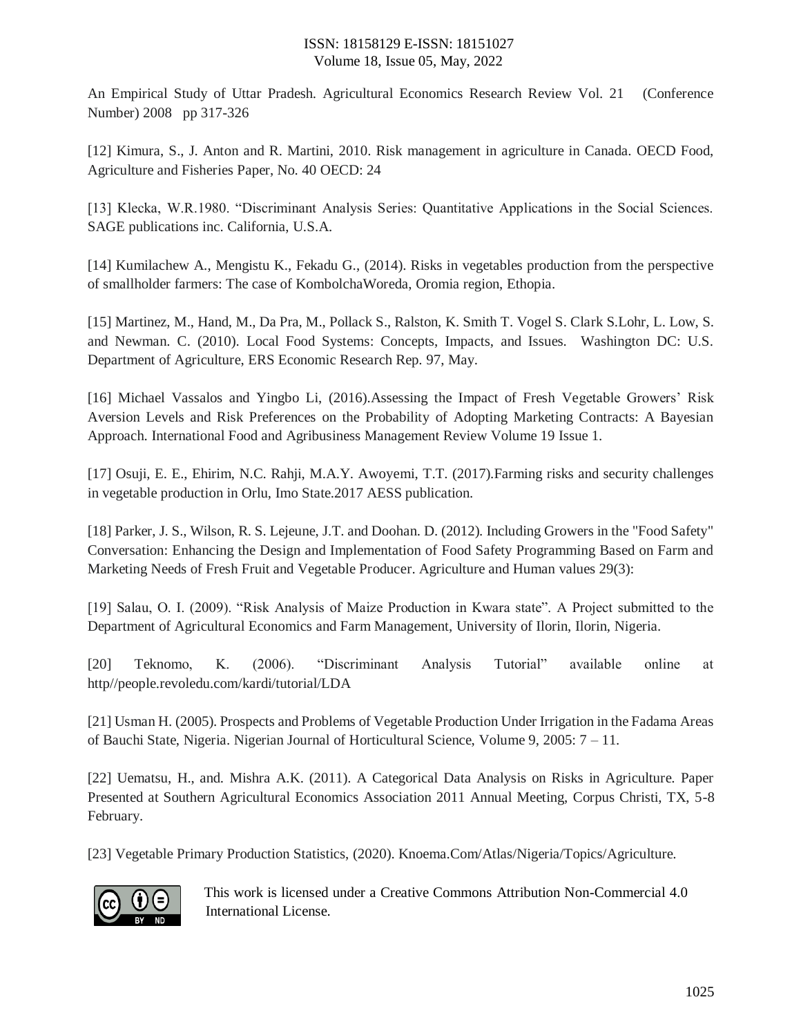An Empirical Study of Uttar Pradesh. Agricultural Economics Research Review Vol. 21 (Conference Number) 2008 pp 317-326

[12] Kimura, S., J. Anton and R. Martini, 2010. Risk management in agriculture in Canada. OECD Food, Agriculture and Fisheries Paper, No. 40 OECD: 24

[13] Klecka, W.R.1980. “Discriminant Analysis Series: Quantitative Applications in the Social Sciences. SAGE publications inc. California, U.S.A.

[14] Kumilachew A., Mengistu K., Fekadu G., (2014). Risks in vegetables production from the perspective of smallholder farmers: The case of KombolchaWoreda, Oromia region, Ethopia.

[15] Martinez, M., Hand, M., Da Pra, M., Pollack S., Ralston, K. Smith T. Vogel S. Clark S.Lohr, L. Low, S. and Newman. C. (2010). Local Food Systems: Concepts, Impacts, and Issues. Washington DC: U.S. Department of Agriculture, ERS Economic Research Rep. 97, May.

[16] Michael Vassalos and Yingbo Li, (2016).Assessing the Impact of Fresh Vegetable Growers’ Risk Aversion Levels and Risk Preferences on the Probability of Adopting Marketing Contracts: A Bayesian Approach. International Food and Agribusiness Management Review Volume 19 Issue 1.

[17] Osuji, E. E., Ehirim, N.C. Rahji, M.A.Y. Awoyemi, T.T. (2017).Farming risks and security challenges in vegetable production in Orlu, Imo State.2017 AESS publication.

[18] Parker, J. S., Wilson, R. S. Lejeune, J.T. and Doohan. D. (2012). Including Growers in the "Food Safety" Conversation: Enhancing the Design and Implementation of Food Safety Programming Based on Farm and Marketing Needs of Fresh Fruit and Vegetable Producer. Agriculture and Human values 29(3):

[19] Salau, O. I. (2009). “Risk Analysis of Maize Production in Kwara state”. A Project submitted to the Department of Agricultural Economics and Farm Management, University of Ilorin, Ilorin, Nigeria.

[20] Teknomo, K. (2006). “Discriminant Analysis Tutorial” available online at http//people.revoledu.com/kardi/tutorial/LDA

[21] Usman H. (2005). Prospects and Problems of Vegetable Production Under Irrigation in the Fadama Areas of Bauchi State, Nigeria. Nigerian Journal of Horticultural Science, Volume 9, 2005: 7 – 11.

[22] Uematsu, H., and. Mishra A.K. (2011). A Categorical Data Analysis on Risks in Agriculture. Paper Presented at Southern Agricultural Economics Association 2011 Annual Meeting, Corpus Christi, TX, 5-8 February.

[23] Vegetable Primary Production Statistics, (2020). Knoema.Com/Atlas/Nigeria/Topics/Agriculture.

This work is licensed under a Creative Commons Attribution Non-Commercial 4.0 International License.